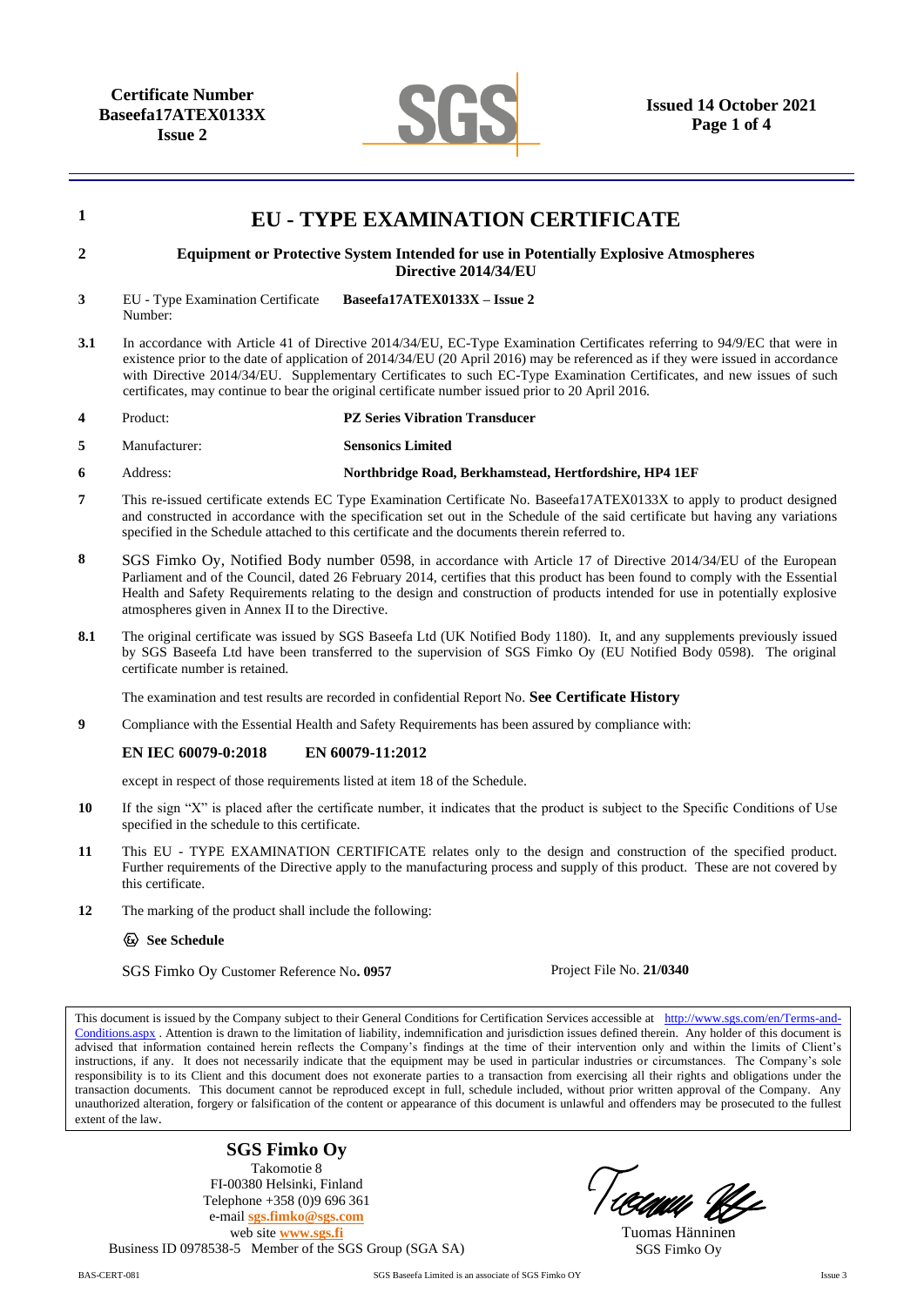**Certificate Number**
**Baseefa17ATEX0133X**
**Issue 2**

**Issued 14 October 2021**

# 1 EU - TYPE EXAMINATION CERTIFICATE

**2** **Equipment or Protective System Intended for use in Potentially Explosive Atmospheres Directive 2014/34/EU**

**3** EU - Type Examination Certificate Number: **Baseefa17ATEX0133X – Issue 2**

**3.1** In accordance with Article 41 of Directive 2014/34/EU, EC-Type Examination Certificates referring to 94/9/EC that were in existence prior to the date of application of 2014/34/EU (20 April 2016) may be referenced as if they were issued in accordance with Directive 2014/34/EU. Supplementary Certificates to such EC-Type Examination Certificates, and new issues of such certificates, may continue to bear the original certificate number issued prior to 20 April 2016.

**4** Product: **PZ Series Vibration Transducer**

**5** Manufacturer: **Sensonics Limited**

**6** Address: **Northbridge Road, Berkhamstead, Hertfordshire, HP4 1EF**

**7** This re-issued certificate extends EC Type Examination Certificate No. Baseefa17ATEX0133X to apply to product designed and constructed in accordance with the specification set out in the Schedule of the said certificate but having any variations specified in the Schedule attached to this certificate and the documents therein referred to.

**8** SGS Fimko Oy, Notified Body number 0598, in accordance with Article 17 of Directive 2014/34/EU of the European Parliament and of the Council, dated 26 February 2014, certifies that this product has been found to comply with the Essential Health and Safety Requirements relating to the design and construction of products intended for use in potentially explosive atmospheres given in Annex II to the Directive.

**8.1** The original certificate was issued by SGS Baseefa Ltd (UK Notified Body 1180). It, and any supplements previously issued by SGS Baseefa Ltd have been transferred to the supervision of SGS Fimko Oy (EU Notified Body 0598). The original certificate number is retained.

The examination and test results are recorded in confidential Report No. **See Certificate History**

**9** Compliance with the Essential Health and Safety Requirements has been assured by compliance with:

**EN IEC 60079-0:2018 EN 60079-11:2012**

except in respect of those requirements listed at item 18 of the Schedule.

**10** If the sign "X" is placed after the certificate number, it indicates that the product is subject to the Specific Conditions of Use specified in the schedule to this certificate.

**11** This EU - TYPE EXAMINATION CERTIFICATE relates only to the design and construction of the specified product. Further requirements of the Directive apply to the manufacturing process and supply of this product. These are not covered by this certificate.

**12** The marking of the product shall include the following:

Ex **See Schedule**

SGS Fimko Oy Customer Reference No**. 0957** Project File No. **21/0340**

This document is issued by the Company subject to their General Conditions for Certification Services accessible at http://www.sgs.com/en/Terms-and-Conditions.aspx . Attention is drawn to the limitation of liability, indemnification and jurisdiction issues defined therein. Any holder of this document is advised that information contained herein reflects the Company's findings at the time of their intervention only and within the limits of Client's instructions, if any. It does not necessarily indicate that the equipment may be used in particular industries or circumstances. The Company's sole responsibility is to its Client and this document does not exonerate parties to a transaction from exercising all their rights and obligations under the transaction documents. This document cannot be reproduced except in full, schedule included, without prior written approval of the Company. Any unauthorized alteration, forgery or falsification of the content or appearance of this document is unlawful and offenders may be prosecuted to the fullest extent of the law.

**SGS Fimko Oy**
Takomotie 8
FI-00380 Helsinki, Finland
Telephone +358 (0)9 696 361
e-mail **sgs.fimko@sgs.com**
web site **www.sgs.fi**
Business ID 0978538-5 Member of the SGS Group (SGA SA)

Tuomas Hänninen
SGS Fimko Oy

BAS-CERT-081 SGS Baseefa Limited is an associate of SGS Fimko OY Issue 3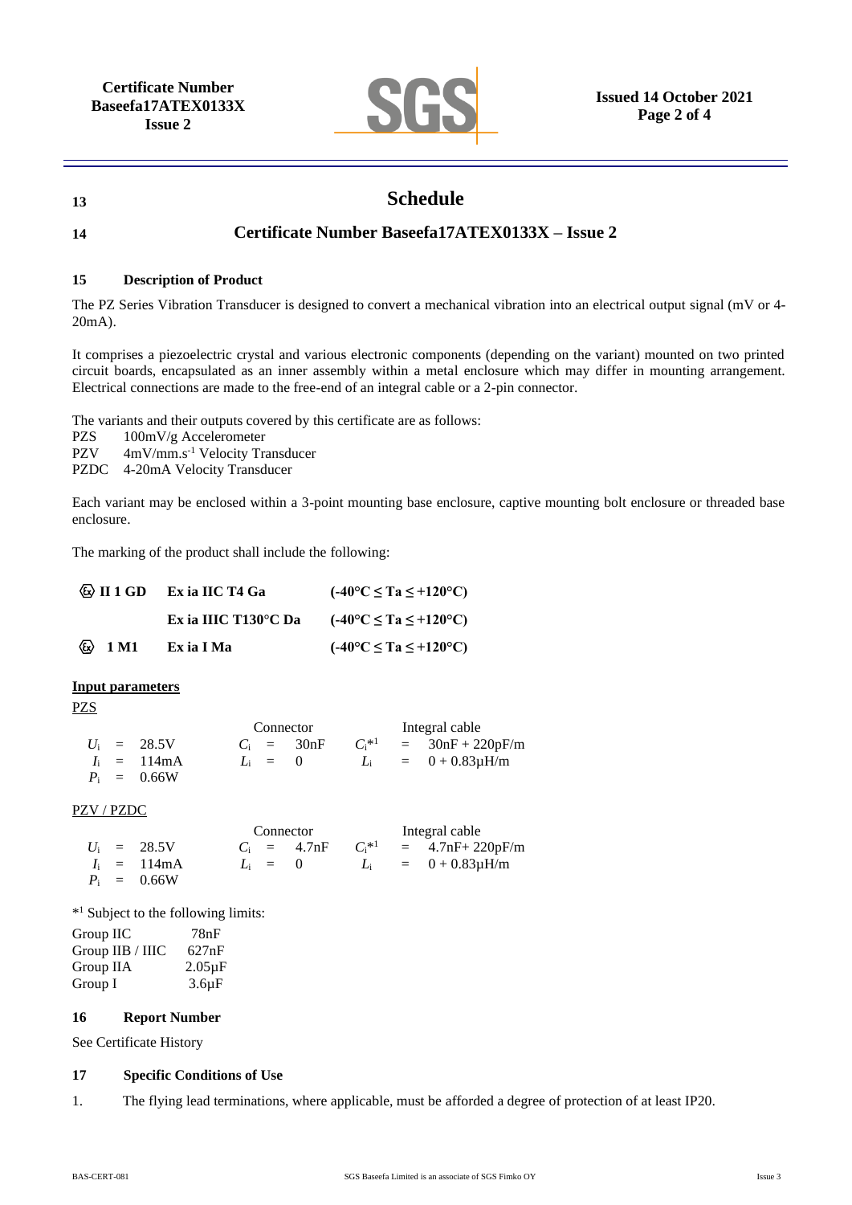**13** 

# Schedule

**14**

## Certificate Number Baseefa17ATEX0133X – Issue 2

### 15 Description of Product

The PZ Series Vibration Transducer is designed to convert a mechanical vibration into an electrical output signal (mV or 4-20mA).

It comprises a piezoelectric crystal and various electronic components (depending on the variant) mounted on two printed circuit boards, encapsulated as an inner assembly within a metal enclosure which may differ in mounting arrangement. Electrical connections are made to the free-end of an integral cable or a 2-pin connector.

The variants and their outputs covered by this certificate are as follows:

PZS 100mV/g Accelerometer
PZV 4mV/mm.s$^{-1}$ Velocity Transducer
PZDC 4-20mA Velocity Transducer

Each variant may be enclosed within a 3-point mounting base enclosure, captive mounting bolt enclosure or threaded base enclosure.

The marking of the product shall include the following:

| | | |
|---|---|---|
| **Ⓔx II 1 GD** | **Ex ia IIC T4 Ga** | **(-40°C ≤ Ta ≤ +120°C)** |
| | **Ex ia IIIC T130°C Da** | **(-40°C ≤ Ta ≤ +120°C)** |
| **Ⓔx 1 M1** | **Ex ia I Ma** | **(-40°C ≤ Ta ≤ +120°C)** |

**Input parameters**

PZS

| | Connector | Integral cable |
|---|---|---|
| $U_i$ = 28.5V | $C_i$ = 30nF | $C_i$*[1] = 30nF + 220pF/m |
| $I_i$ = 114mA | $L_i$ = 0 | $L_i$ = 0 + 0.83μH/m |
| $P_i$ = 0.66W | | |

PZV / PZDC

| | Connector | Integral cable |
|---|---|---|
| $U_i$ = 28.5V | $C_i$ = 4.7nF | $C_i$*[1] = 4.7nF+ 220pF/m |
| $I_i$ = 114mA | $L_i$ = 0 | $L_i$ = 0 + 0.83μH/m |
| $P_i$ = 0.66W | | |

*[1] Subject to the following limits:

| | |
|---|---|
| Group IIC | 78nF |
| Group IIB / IIIC | 627nF |
| Group IIA | 2.05μF |
| Group I | 3.6μF |

### 16 Report Number

See Certificate History

### 17 Specific Conditions of Use

1. The flying lead terminations, where applicable, must be afforded a degree of protection of at least IP20.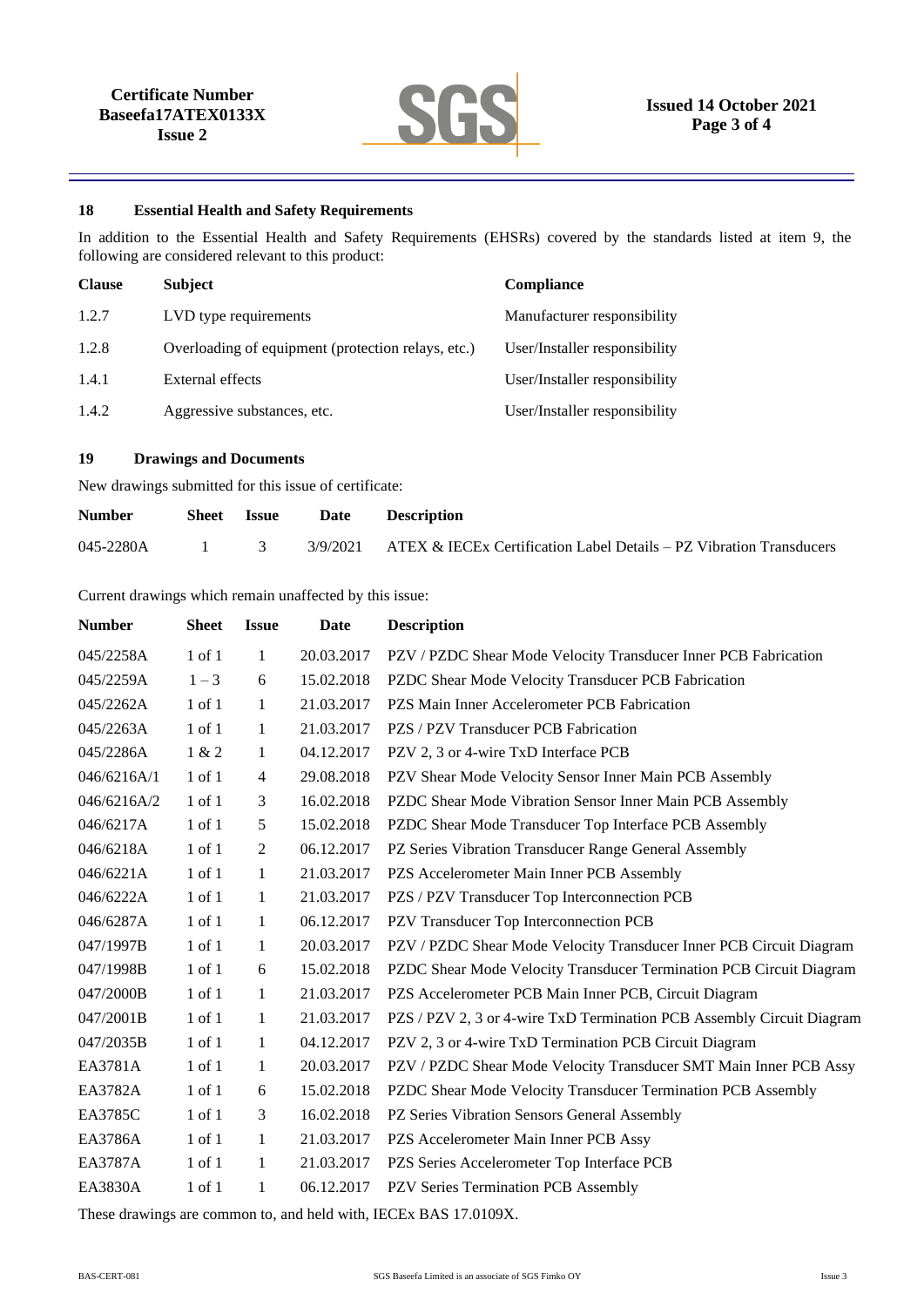## 18 Essential Health and Safety Requirements

In addition to the Essential Health and Safety Requirements (EHSRs) covered by the standards listed at item 9, the following are considered relevant to this product:

| Clause | Subject | Compliance |
|---|---|---|
| 1.2.7 | LVD type requirements | Manufacturer responsibility |
| 1.2.8 | Overloading of equipment (protection relays, etc.) | User/Installer responsibility |
| 1.4.1 | External effects | User/Installer responsibility |
| 1.4.2 | Aggressive substances, etc. | User/Installer responsibility |

## 19 Drawings and Documents

New drawings submitted for this issue of certificate:

| Number | Sheet | Issue | Date | Description |
|---|---|---|---|---|
| 045-2280A | 1 | 3 | 3/9/2021 | ATEX & IECEx Certification Label Details – PZ Vibration Transducers |

Current drawings which remain unaffected by this issue:

| Number | Sheet | Issue | Date | Description |
|---|---|---|---|---|
| 045/2258A | 1 of 1 | 1 | 20.03.2017 | PZV / PZDC Shear Mode Velocity Transducer Inner PCB Fabrication |
| 045/2259A | 1 – 3 | 6 | 15.02.2018 | PZDC Shear Mode Velocity Transducer PCB Fabrication |
| 045/2262A | 1 of 1 | 1 | 21.03.2017 | PZS Main Inner Accelerometer PCB Fabrication |
| 045/2263A | 1 of 1 | 1 | 21.03.2017 | PZS / PZV Transducer PCB Fabrication |
| 045/2286A | 1 & 2 | 1 | 04.12.2017 | PZV 2, 3 or 4-wire TxD Interface PCB |
| 046/6216A/1 | 1 of 1 | 4 | 29.08.2018 | PZV Shear Mode Velocity Sensor Inner Main PCB Assembly |
| 046/6216A/2 | 1 of 1 | 3 | 16.02.2018 | PZDC Shear Mode Vibration Sensor Inner Main PCB Assembly |
| 046/6217A | 1 of 1 | 5 | 15.02.2018 | PZDC Shear Mode Transducer Top Interface PCB Assembly |
| 046/6218A | 1 of 1 | 2 | 06.12.2017 | PZ Series Vibration Transducer Range General Assembly |
| 046/6221A | 1 of 1 | 1 | 21.03.2017 | PZS Accelerometer Main Inner PCB Assembly |
| 046/6222A | 1 of 1 | 1 | 21.03.2017 | PZS / PZV Transducer Top Interconnection PCB |
| 046/6287A | 1 of 1 | 1 | 06.12.2017 | PZV Transducer Top Interconnection PCB |
| 047/1997B | 1 of 1 | 1 | 20.03.2017 | PZV / PZDC Shear Mode Velocity Transducer Inner PCB Circuit Diagram |
| 047/1998B | 1 of 1 | 6 | 15.02.2018 | PZDC Shear Mode Velocity Transducer Termination PCB Circuit Diagram |
| 047/2000B | 1 of 1 | 1 | 21.03.2017 | PZS Accelerometer PCB Main Inner PCB, Circuit Diagram |
| 047/2001B | 1 of 1 | 1 | 21.03.2017 | PZS / PZV 2, 3 or 4-wire TxD Termination PCB Assembly Circuit Diagram |
| 047/2035B | 1 of 1 | 1 | 04.12.2017 | PZV 2, 3 or 4-wire TxD Termination PCB Circuit Diagram |
| EA3781A | 1 of 1 | 1 | 20.03.2017 | PZV / PZDC Shear Mode Velocity Transducer SMT Main Inner PCB Assy |
| EA3782A | 1 of 1 | 6 | 15.02.2018 | PZDC Shear Mode Velocity Transducer Termination PCB Assembly |
| EA3785C | 1 of 1 | 3 | 16.02.2018 | PZ Series Vibration Sensors General Assembly |
| EA3786A | 1 of 1 | 1 | 21.03.2017 | PZS Accelerometer Main Inner PCB Assy |
| EA3787A | 1 of 1 | 1 | 21.03.2017 | PZS Series Accelerometer Top Interface PCB |
| EA3830A | 1 of 1 | 1 | 06.12.2017 | PZV Series Termination PCB Assembly |

These drawings are common to, and held with, IECEx BAS 17.0109X.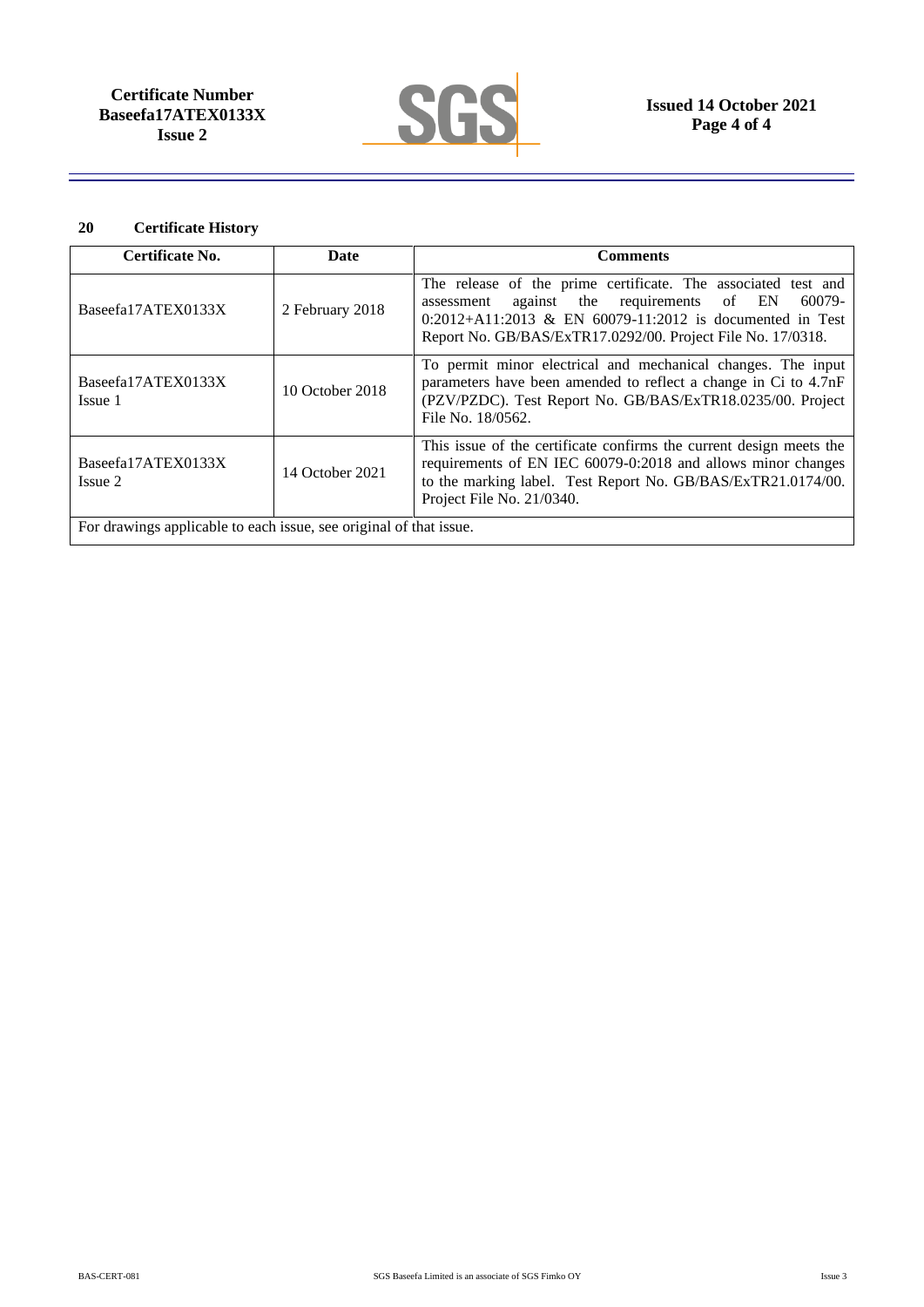## 20 Certificate History

| Certificate No. | Date | Comments |
|---|---|---|
| Baseefa17ATEX0133X | 2 February 2018 | The release of the prime certificate. The associated test and assessment against the requirements of EN 60079-0:2012+A11:2013 & EN 60079-11:2012 is documented in Test Report No. GB/BAS/ExTR17.0292/00. Project File No. 17/0318. |
| Baseefa17ATEX0133X Issue 1 | 10 October 2018 | To permit minor electrical and mechanical changes. The input parameters have been amended to reflect a change in Ci to 4.7nF (PZV/PZDC). Test Report No. GB/BAS/ExTR18.0235/00. Project File No. 18/0562. |
| Baseefa17ATEX0133X Issue 2 | 14 October 2021 | This issue of the certificate confirms the current design meets the requirements of EN IEC 60079-0:2018 and allows minor changes to the marking label. Test Report No. GB/BAS/ExTR21.0174/00. Project File No. 21/0340. |
| For drawings applicable to each issue, see original of that issue. | | |